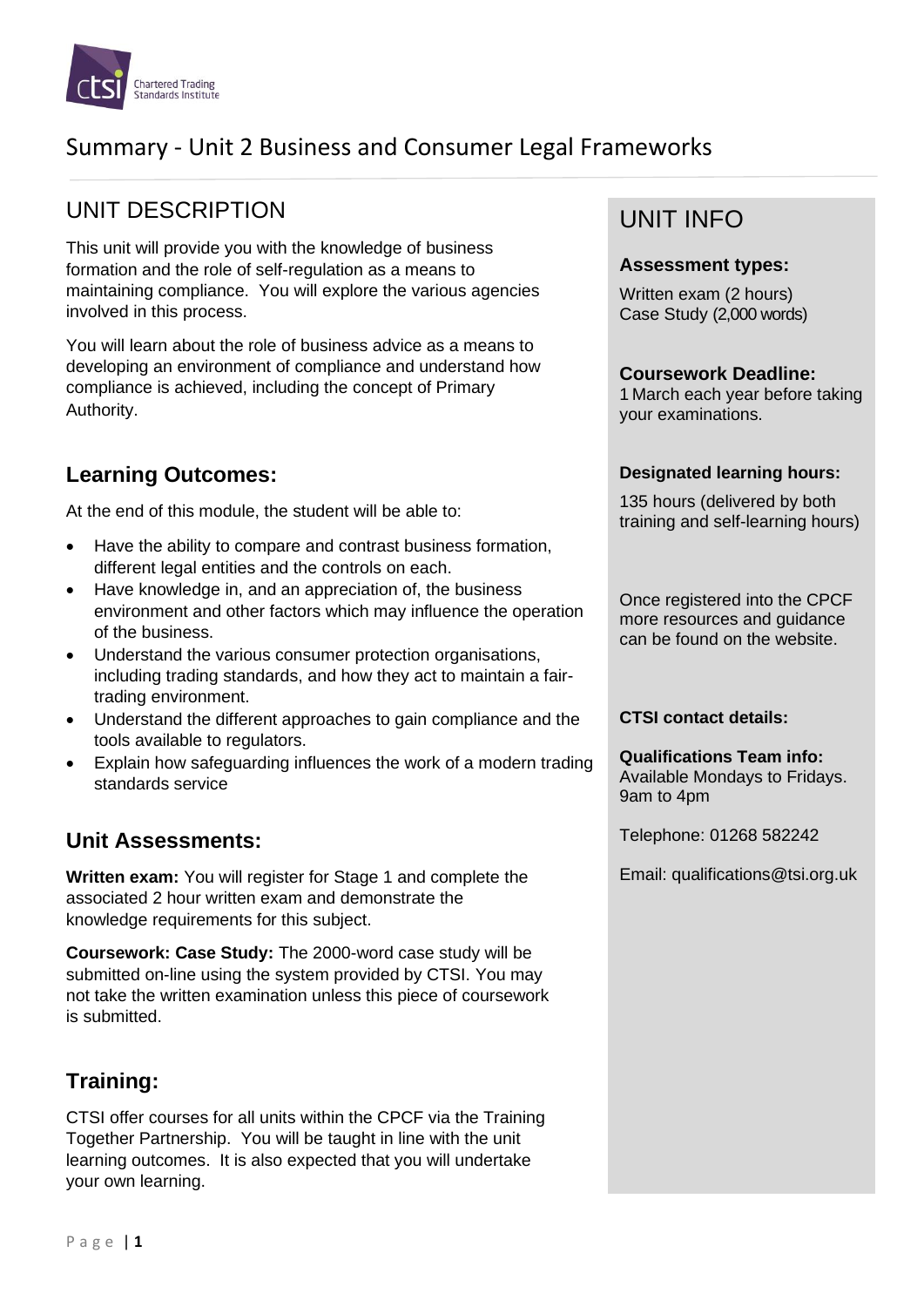# Summary - Unit 2 Business and Consumer Legal Frameworks

## UNIT DESCRIPTION

This unit will provide you with the knowledge of business formation and the role of self-regulation as a means to maintaining compliance. You will explore the various agencies involved in this process.

You will learn about the role of business advice as a means to developing an environment of compliance and understand how compliance is achieved, including the concept of Primary Authority.

### Learning Outcomes:

At the end of this module, the student will be able to:

- Have the ability to compare and contrast business formation, different legal entities and the controls on each.
- Have knowledge in, and an appreciation of, the business environment and other factors which may influence the operation of the business.
- Understand the various consumer protection organisations, including trading standards, and how they act to maintain a fair-trading environment.
- Understand the different approaches to gain compliance and the tools available to regulators.
- Explain how safeguarding influences the work of a modern trading standards service

### Unit Assessments:

**Written exam:** You will register for Stage 1 and complete the associated 2 hour written exam and demonstrate the knowledge requirements for this subject.

**Coursework: Case Study:** The 2000-word case study will be submitted on-line using the system provided by CTSI. You may not take the written examination unless this piece of coursework is submitted.

### Training:

CTSI offer courses for all units within the CPCF via the Training Together Partnership. You will be taught in line with the unit learning outcomes. It is also expected that you will undertake your own learning.

## UNIT INFO

**Assessment types:**

Written exam (2 hours)
Case Study (2,000 words)

**Coursework Deadline:**
1 March each year before taking your examinations.

**Designated learning hours:**

135 hours (delivered by both training and self-learning hours)

Once registered into the CPCF more resources and guidance can be found on the website.

**CTSI contact details:**

**Qualifications Team info:**
Available Mondays to Fridays. 9am to 4pm

Telephone: 01268 582242

Email: qualifications@tsi.org.uk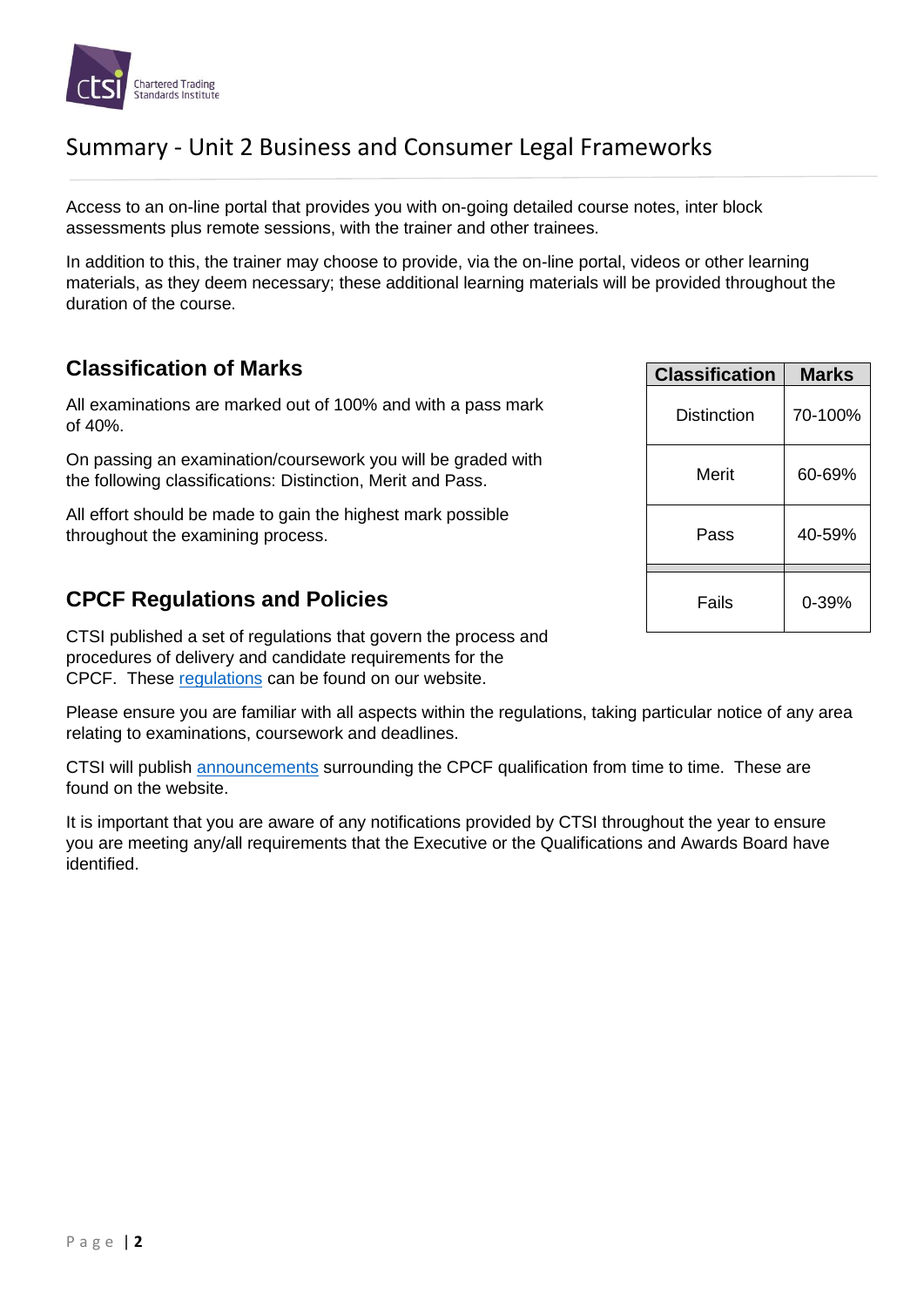# Summary - Unit 2 Business and Consumer Legal Frameworks

Access to an on-line portal that provides you with on-going detailed course notes, inter block assessments plus remote sessions, with the trainer and other trainees.

In addition to this, the trainer may choose to provide, via the on-line portal, videos or other learning materials, as they deem necessary; these additional learning materials will be provided throughout the duration of the course.

## Classification of Marks

All examinations are marked out of 100% and with a pass mark of 40%.

On passing an examination/coursework you will be graded with the following classifications: Distinction, Merit and Pass.

All effort should be made to gain the highest mark possible throughout the examining process.

| Classification | Marks |
|---|---|
| Distinction | 70-100% |
| Merit | 60-69% |
| Pass | 40-59% |
| Fails | 0-39% |

## CPCF Regulations and Policies

CTSI published a set of regulations that govern the process and procedures of delivery and candidate requirements for the CPCF. These regulations can be found on our website.

Please ensure you are familiar with all aspects within the regulations, taking particular notice of any area relating to examinations, coursework and deadlines.

CTSI will publish announcements surrounding the CPCF qualification from time to time. These are found on the website.

It is important that you are aware of any notifications provided by CTSI throughout the year to ensure you are meeting any/all requirements that the Executive or the Qualifications and Awards Board have identified.